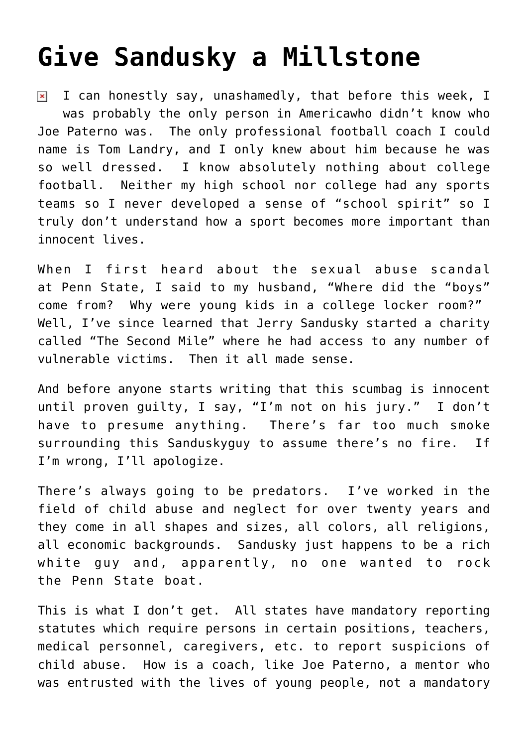# Give Sandusky a Millstone

I can honestly say, unashamedly, that before this week, I was probably the only person in Americawho didn't know who Joe Paterno was. The only professional football coach I could name is Tom Landry, and I only knew about him because he was so well dressed. I know absolutely nothing about college football. Neither my high school nor college had any sports teams so I never developed a sense of "school spirit" so I truly don't understand how a sport becomes more important than innocent lives.

When I first heard about the sexual abuse scandal at Penn State, I said to my husband, "Where did the "boys" come from? Why were young kids in a college locker room?" Well, I've since learned that Jerry Sandusky started a charity called "The Second Mile" where he had access to any number of vulnerable victims. Then it all made sense.

And before anyone starts writing that this scumbag is innocent until proven guilty, I say, "I'm not on his jury." I don't have to presume anything. There's far too much smoke surrounding this Sanduskyguy to assume there's no fire. If I'm wrong, I'll apologize.

There's always going to be predators. I've worked in the field of child abuse and neglect for over twenty years and they come in all shapes and sizes, all colors, all religions, all economic backgrounds. Sandusky just happens to be a rich white guy and, apparently, no one wanted to rock the Penn State boat.

This is what I don't get. All states have mandatory reporting statutes which require persons in certain positions, teachers, medical personnel, caregivers, etc. to report suspicions of child abuse. How is a coach, like Joe Paterno, a mentor who was entrusted with the lives of young people, not a mandatory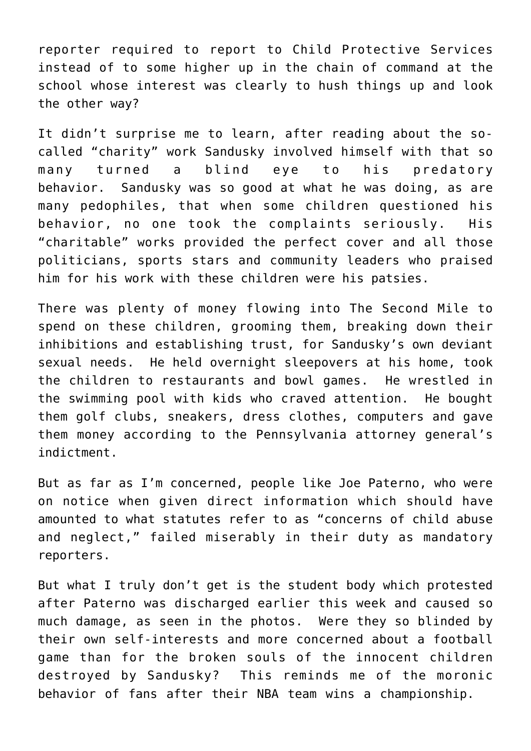reporter required to report to Child Protective Services instead of to some higher up in the chain of command at the school whose interest was clearly to hush things up and look the other way?

It didn't surprise me to learn, after reading about the so-called "charity" work Sandusky involved himself with that so many turned a blind eye to his predatory behavior. Sandusky was so good at what he was doing, as are many pedophiles, that when some children questioned his behavior, no one took the complaints seriously. His "charitable" works provided the perfect cover and all those politicians, sports stars and community leaders who praised him for his work with these children were his patsies.

There was plenty of money flowing into The Second Mile to spend on these children, grooming them, breaking down their inhibitions and establishing trust, for Sandusky's own deviant sexual needs. He held overnight sleepovers at his home, took the children to restaurants and bowl games. He wrestled in the swimming pool with kids who craved attention. He bought them golf clubs, sneakers, dress clothes, computers and gave them money according to the Pennsylvania attorney general's indictment.

But as far as I'm concerned, people like Joe Paterno, who were on notice when given direct information which should have amounted to what statutes refer to as "concerns of child abuse and neglect," failed miserably in their duty as mandatory reporters.

But what I truly don't get is the student body which protested after Paterno was discharged earlier this week and caused so much damage, as seen in the photos. Were they so blinded by their own self-interests and more concerned about a football game than for the broken souls of the innocent children destroyed by Sandusky? This reminds me of the moronic behavior of fans after their NBA team wins a championship.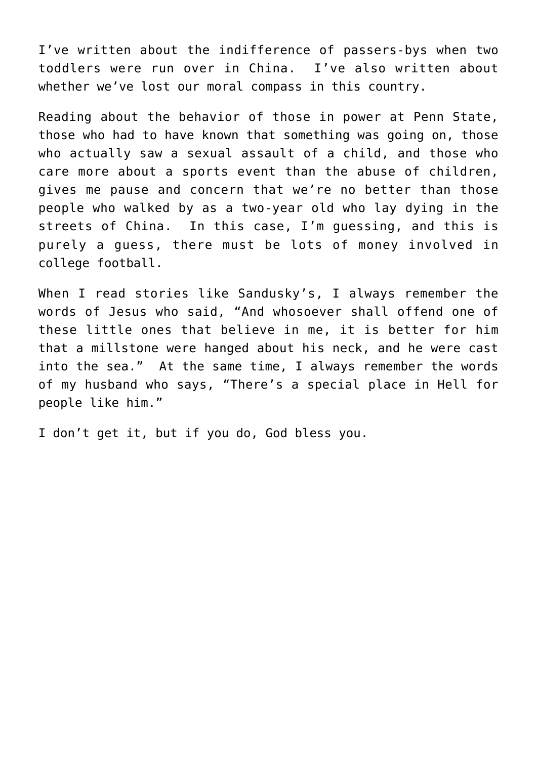I've written about the indifference of passers-bys when two toddlers were run over in China. I've also written about whether we've lost our moral compass in this country.

Reading about the behavior of those in power at Penn State, those who had to have known that something was going on, those who actually saw a sexual assault of a child, and those who care more about a sports event than the abuse of children, gives me pause and concern that we're no better than those people who walked by as a two-year old who lay dying in the streets of China. In this case, I'm guessing, and this is purely a guess, there must be lots of money involved in college football.

When I read stories like Sandusky's, I always remember the words of Jesus who said, "And whosoever shall offend one of these little ones that believe in me, it is better for him that a millstone were hanged about his neck, and he were cast into the sea." At the same time, I always remember the words of my husband who says, "There's a special place in Hell for people like him."

I don't get it, but if you do, God bless you.